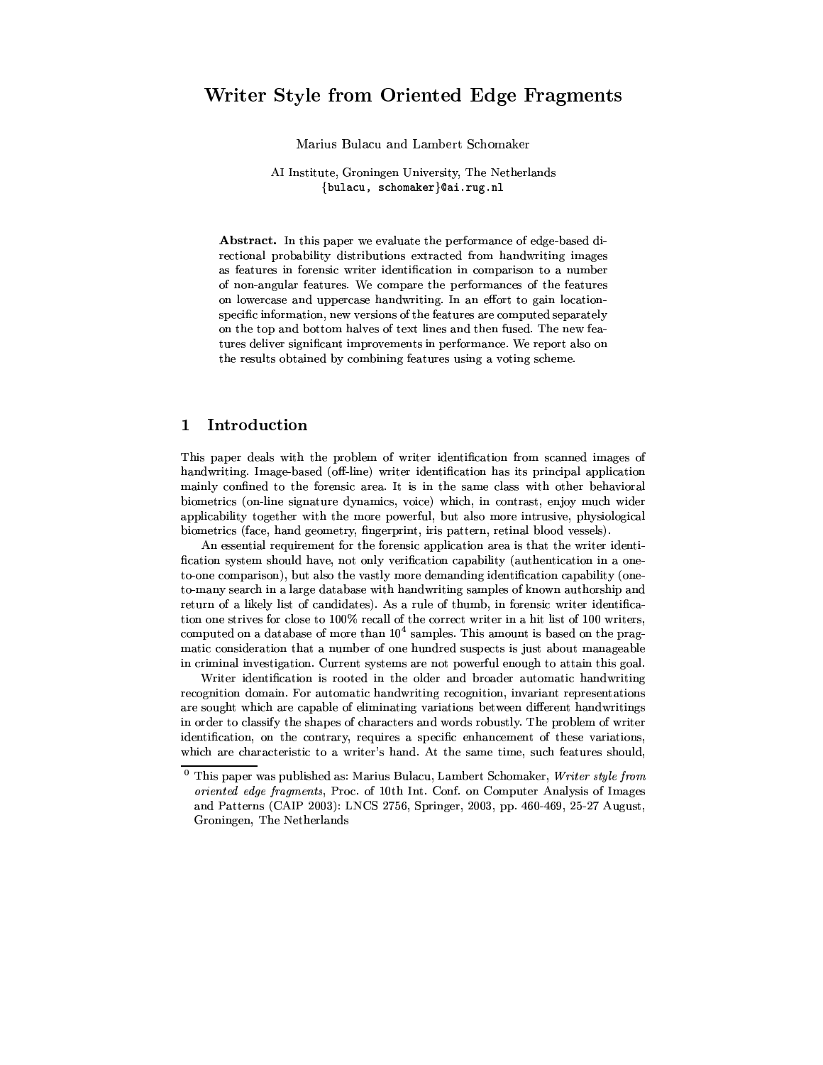# Writer Style from Oriented Edge Fragments

Marius Bulacu and Lambert Schomaker

AI Institute, Groningen University, The Netherlands
{bulacu, schomaker}@ai.rug.nl

**Abstract.** In this paper we evaluate the performance of edge-based directional probability distributions extracted from handwriting images as features in forensic writer identification in comparison to a number of non-angular features. We compare the performances of the features on lowercase and uppercase handwriting. In an effort to gain location-specific information, new versions of the features are computed separately on the top and bottom halves of text lines and then fused. The new features deliver significant improvements in performance. We report also on the results obtained by combining features using a voting scheme.

## 1 Introduction

This paper deals with the problem of writer identification from scanned images of handwriting. Image-based (off-line) writer identification has its principal application mainly confined to the forensic area. It is in the same class with other behavioral biometrics (on-line signature dynamics, voice) which, in contrast, enjoy much wider applicability together with the more powerful, but also more intrusive, physiological biometrics (face, hand geometry, fingerprint, iris pattern, retinal blood vessels).

An essential requirement for the forensic application area is that the writer identification system should have, not only verification capability (authentication in a one-to-one comparison), but also the vastly more demanding identification capability (one-to-many search in a large database with handwriting samples of known authorship and return of a likely list of candidates). As a rule of thumb, in forensic writer identification one strives for close to 100% recall of the correct writer in a hit list of 100 writers, computed on a database of more than $10^4$ samples. This amount is based on the pragmatic consideration that a number of one hundred suspects is just about manageable in criminal investigation. Current systems are not powerful enough to attain this goal.

Writer identification is rooted in the older and broader automatic handwriting recognition domain. For automatic handwriting recognition, invariant representations are sought which are capable of eliminating variations between different handwritings in order to classify the shapes of characters and words robustly. The problem of writer identification, on the contrary, requires a specific enhancement of these variations, which are characteristic to a writer's hand. At the same time, such features should,

[0] This paper was published as: Marius Bulacu, Lambert Schomaker, *Writer style from oriented edge fragments*, Proc. of 10th Int. Conf. on Computer Analysis of Images and Patterns (CAIP 2003): LNCS 2756, Springer, 2003, pp. 460-469, 25-27 August, Groningen, The Netherlands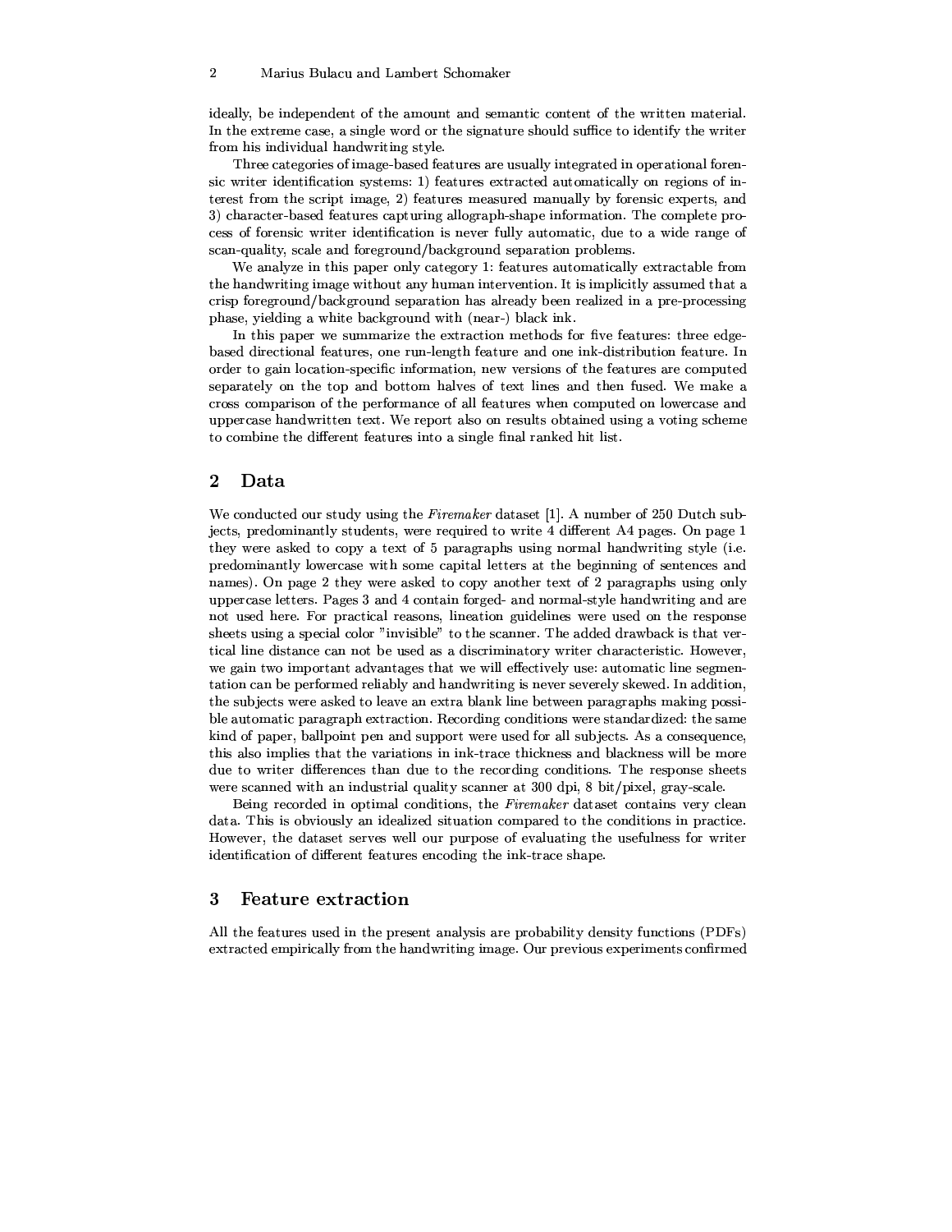ideally, be independent of the amount and semantic content of the written material. In the extreme case, a single word or the signature should suffice to identify the writer from his individual handwriting style.

Three categories of image-based features are usually integrated in operational forensic writer identification systems: 1) features extracted automatically on regions of interest from the script image, 2) features measured manually by forensic experts, and 3) character-based features capturing allograph-shape information. The complete process of forensic writer identification is never fully automatic, due to a wide range of scan-quality, scale and foreground/background separation problems.

We analyze in this paper only category 1: features automatically extractable from the handwriting image without any human intervention. It is implicitly assumed that a crisp foreground/background separation has already been realized in a pre-processing phase, yielding a white background with (near-) black ink.

In this paper we summarize the extraction methods for five features: three edge-based directional features, one run-length feature and one ink-distribution feature. In order to gain location-specific information, new versions of the features are computed separately on the top and bottom halves of text lines and then fused. We make a cross comparison of the performance of all features when computed on lowercase and uppercase handwritten text. We report also on results obtained using a voting scheme to combine the different features into a single final ranked hit list.

## 2 Data

We conducted our study using the *Firemaker* dataset [1]. A number of 250 Dutch subjects, predominantly students, were required to write 4 different A4 pages. On page 1 they were asked to copy a text of 5 paragraphs using normal handwriting style (i.e. predominantly lowercase with some capital letters at the beginning of sentences and names). On page 2 they were asked to copy another text of 2 paragraphs using only uppercase letters. Pages 3 and 4 contain forged- and normal-style handwriting and are not used here. For practical reasons, lineation guidelines were used on the response sheets using a special color "invisible" to the scanner. The added drawback is that vertical line distance can not be used as a discriminatory writer characteristic. However, we gain two important advantages that we will effectively use: automatic line segmentation can be performed reliably and handwriting is never severely skewed. In addition, the subjects were asked to leave an extra blank line between paragraphs making possible automatic paragraph extraction. Recording conditions were standardized: the same kind of paper, ballpoint pen and support were used for all subjects. As a consequence, this also implies that the variations in ink-trace thickness and blackness will be more due to writer differences than due to the recording conditions. The response sheets were scanned with an industrial quality scanner at 300 dpi, 8 bit/pixel, gray-scale.

Being recorded in optimal conditions, the *Firemaker* dataset contains very clean data. This is obviously an idealized situation compared to the conditions in practice. However, the dataset serves well our purpose of evaluating the usefulness for writer identification of different features encoding the ink-trace shape.

## 3 Feature extraction

All the features used in the present analysis are probability density functions (PDFs) extracted empirically from the handwriting image. Our previous experiments confirmed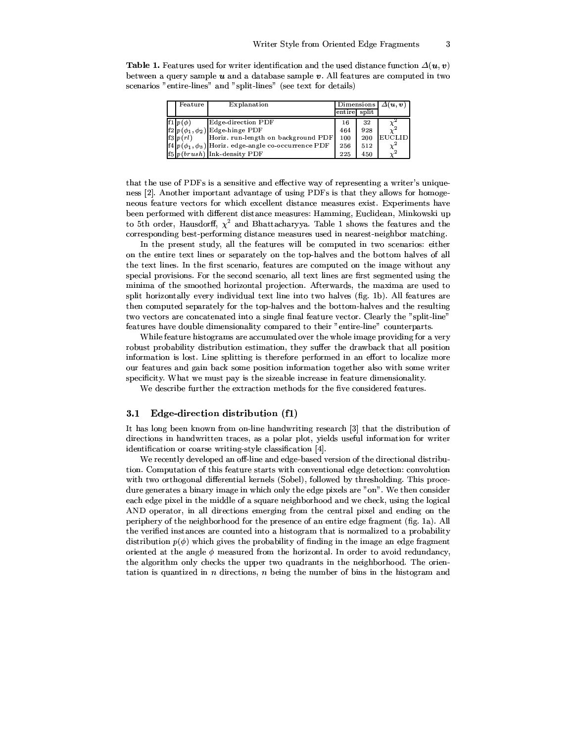**Table 1.** Features used for writer identification and the used distance function $\Delta(\boldsymbol{u}, \boldsymbol{v})$ between a query sample $\boldsymbol{u}$ and a database sample $\boldsymbol{v}$. All features are computed in two scenarios "entire-lines" and "split-lines" (see text for details)

| | Feature | Explanation | Dimensions | | $\Delta(\boldsymbol{u}, \boldsymbol{v})$ |
|---|---|---|---|---|---|
| | | | entire | split | |
| f1 | $p(\phi)$ | Edge-direction PDF | 16 | 32 | $\chi^2$ |
| f2 | $p(\phi_1, \phi_2)$ | Edge-hinge PDF | 464 | 928 | $\chi^2$ |
| f3 | $p(rl)$ | Horiz. run-length on background PDF | 100 | 200 | EUCLID |
| f4 | $p(\phi_1, \phi_3)$ | Horiz. edge-angle co-occurrence PDF | 256 | 512 | $\chi^2$ |
| f5 | $p(brush)$ | Ink-density PDF | 225 | 450 | $\chi^2$ |

that the use of PDFs is a sensitive and effective way of representing a writer's uniqueness [2]. Another important advantage of using PDFs is that they allows for homogeneous feature vectors for which excellent distance measures exist. Experiments have been performed with different distance measures: Hamming, Euclidean, Minkowski up to 5th order, Hausdorff, $\chi^2$ and Bhattacharyya. Table 1 shows the features and the corresponding best-performing distance measures used in nearest-neighbor matching.

In the present study, all the features will be computed in two scenarios: either on the entire text lines or separately on the top-halves and the bottom halves of all the text lines. In the first scenario, features are computed on the image without any special provisions. For the second scenario, all text lines are first segmented using the minima of the smoothed horizontal projection. Afterwards, the maxima are used to split horizontally every individual text line into two halves (fig. 1b). All features are then computed separately for the top-halves and the bottom-halves and the resulting two vectors are concatenated into a single final feature vector. Clearly the "split-line" features have double dimensionality compared to their "entire-line" counterparts.

While feature histograms are accumulated over the whole image providing for a very robust probability distribution estimation, they suffer the drawback that all position information is lost. Line splitting is therefore performed in an effort to localize more our features and gain back some position information together also with some writer specificity. What we must pay is the sizeable increase in feature dimensionality.

We describe further the extraction methods for the five considered features.

### 3.1 Edge-direction distribution (f1)

It has long been known from on-line handwriting research [3] that the distribution of directions in handwritten traces, as a polar plot, yields useful information for writer identification or coarse writing-style classification [4].

We recently developed an off-line and edge-based version of the directional distribution. Computation of this feature starts with conventional edge detection: convolution with two orthogonal differential kernels (Sobel), followed by thresholding. This procedure generates a binary image in which only the edge pixels are "on". We then consider each edge pixel in the middle of a square neighborhood and we check, using the logical AND operator, in all directions emerging from the central pixel and ending on the periphery of the neighborhood for the presence of an entire edge fragment (fig. 1a). All the verified instances are counted into a histogram that is normalized to a probability distribution $p(\phi)$ which gives the probability of finding in the image an edge fragment oriented at the angle $\phi$ measured from the horizontal. In order to avoid redundancy, the algorithm only checks the upper two quadrants in the neighborhood. The orientation is quantized in $n$ directions, $n$ being the number of bins in the histogram and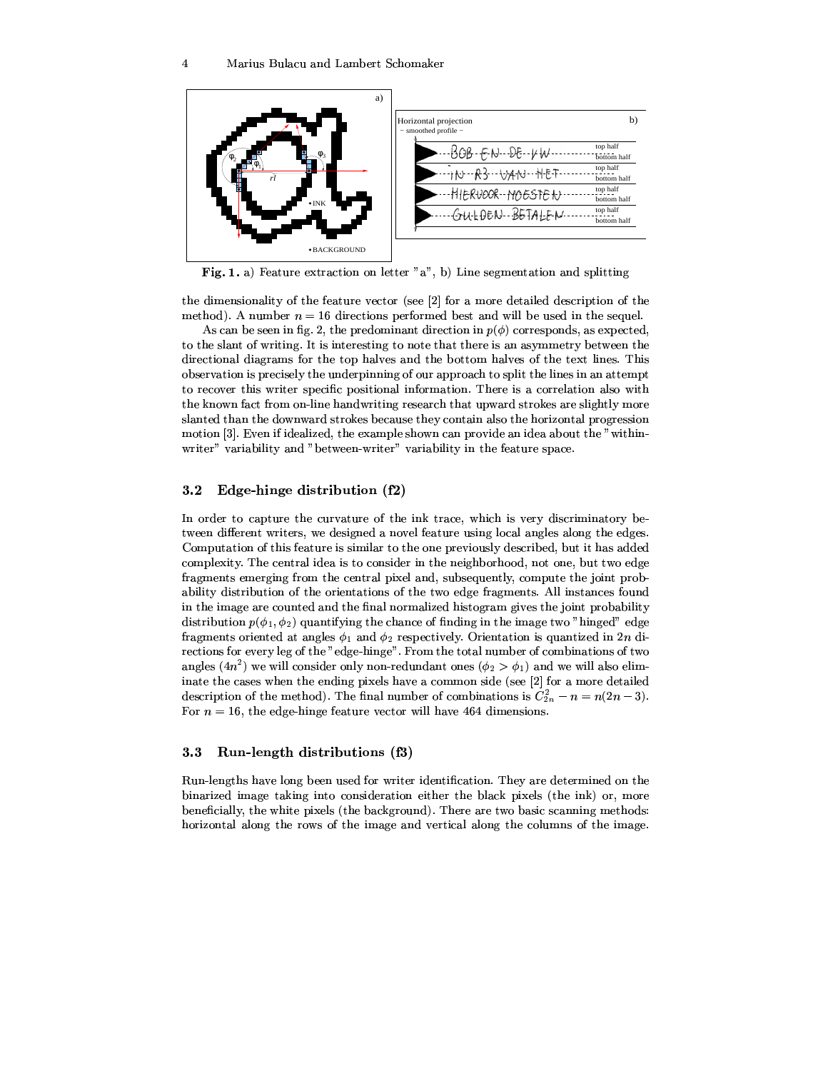Fig. 1. a) Feature extraction on letter "a", b) Line segmentation and splitting

the dimensionality of the feature vector (see [2] for a more detailed description of the method). A number $n = 16$ directions performed best and will be used in the sequel.

As can be seen in fig. 2, the predominant direction in $p(\phi)$ corresponds, as expected, to the slant of writing. It is interesting to note that there is an asymmetry between the directional diagrams for the top halves and the bottom halves of the text lines. This observation is precisely the underpinning of our approach to split the lines in an attempt to recover this writer specific positional information. There is a correlation also with the known fact from on-line handwriting research that upward strokes are slightly more slanted than the downward strokes because they contain also the horizontal progression motion [3]. Even if idealized, the example shown can provide an idea about the "within-writer" variability and "between-writer" variability in the feature space.

### 3.2 Edge-hinge distribution (f2)

In order to capture the curvature of the ink trace, which is very discriminatory between different writers, we designed a novel feature using local angles along the edges. Computation of this feature is similar to the one previously described, but it has added complexity. The central idea is to consider in the neighborhood, not one, but two edge fragments emerging from the central pixel and, subsequently, compute the joint probability distribution of the orientations of the two edge fragments. All instances found in the image are counted and the final normalized histogram gives the joint probability distribution $p(\phi_1, \phi_2)$ quantifying the chance of finding in the image two "hinged" edge fragments oriented at angles $\phi_1$ and $\phi_2$ respectively. Orientation is quantized in $2n$ directions for every leg of the "edge-hinge". From the total number of combinations of two angles ($4n^2$) we will consider only non-redundant ones ($\phi_2 > \phi_1$) and we will also eliminate the cases when the ending pixels have a common side (see [2] for a more detailed description of the method). The final number of combinations is $C_{2n}^2 - n = n(2n-3)$. For $n = 16$, the edge-hinge feature vector will have 464 dimensions.

### 3.3 Run-length distributions (f3)

Run-lengths have long been used for writer identification. They are determined on the binarized image taking into consideration either the black pixels (the ink) or, more beneficially, the white pixels (the background). There are two basic scanning methods: horizontal along the rows of the image and vertical along the columns of the image.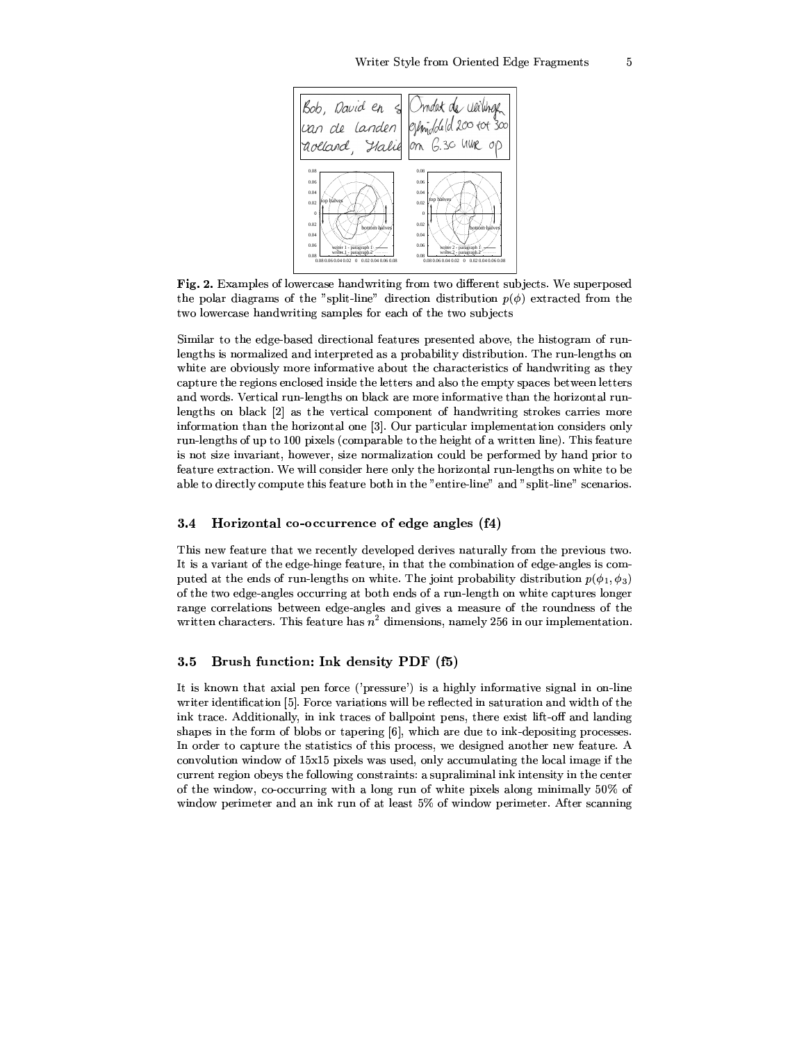**Fig. 2.** Examples of lowercase handwriting from two different subjects. We superposed the polar diagrams of the "split-line" direction distribution $p(\phi)$ extracted from the two lowercase handwriting samples for each of the two subjects

Similar to the edge-based directional features presented above, the histogram of run-lengths is normalized and interpreted as a probability distribution. The run-lengths on white are obviously more informative about the characteristics of handwriting as they capture the regions enclosed inside the letters and also the empty spaces between letters and words. Vertical run-lengths on black are more informative than the horizontal run-lengths on black [2] as the vertical component of handwriting strokes carries more information than the horizontal one [3]. Our particular implementation considers only run-lengths of up to 100 pixels (comparable to the height of a written line). This feature is not size invariant, however, size normalization could be performed by hand prior to feature extraction. We will consider here only the horizontal run-lengths on white to be able to directly compute this feature both in the "entire-line" and "split-line" scenarios.

### 3.4 Horizontal co-occurrence of edge angles (f4)

This new feature that we recently developed derives naturally from the previous two. It is a variant of the edge-hinge feature, in that the combination of edge-angles is computed at the ends of run-lengths on white. The joint probability distribution $p(\phi_1, \phi_3)$ of the two edge-angles occurring at both ends of a run-length on white captures longer range correlations between edge-angles and gives a measure of the roundness of the written characters. This feature has $n^2$ dimensions, namely 256 in our implementation.

### 3.5 Brush function: Ink density PDF (f5)

It is known that axial pen force ('pressure') is a highly informative signal in on-line writer identification [5]. Force variations will be reflected in saturation and width of the ink trace. Additionally, in ink traces of ballpoint pens, there exist lift-off and landing shapes in the form of blobs or tapering [6], which are due to ink-depositing processes. In order to capture the statistics of this process, we designed another new feature. A convolution window of 15x15 pixels was used, only accumulating the local image if the current region obeys the following constraints: a supraliminal ink intensity in the center of the window, co-occurring with a long run of white pixels along minimally 50% of window perimeter and an ink run of at least 5% of window perimeter. After scanning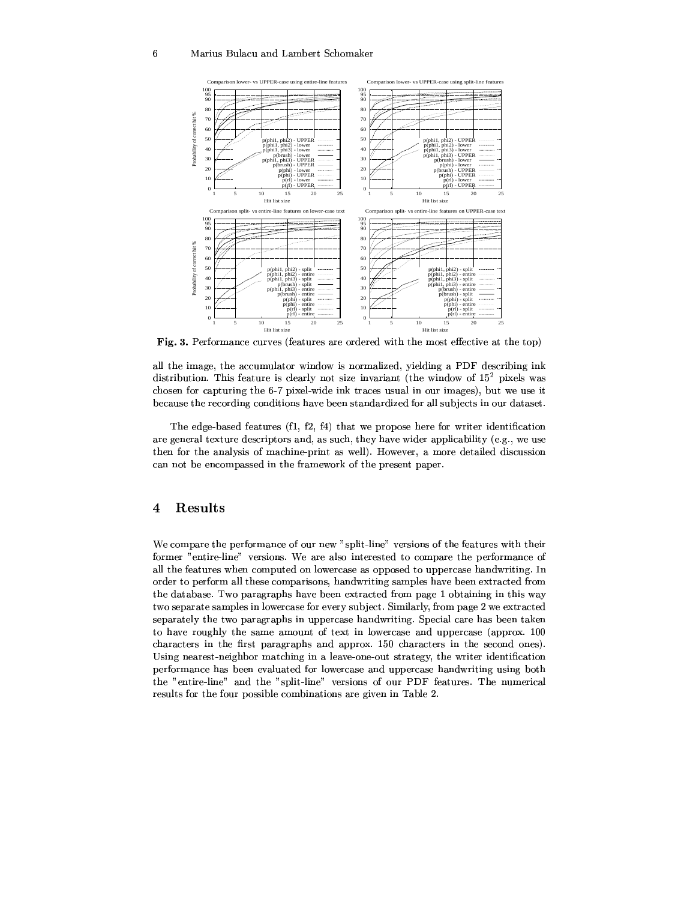**Fig. 3.** Performance curves (features are ordered with the most effective at the top)

all the image, the accumulator window is normalized, yielding a PDF describing ink distribution. This feature is clearly not size invariant (the window of $15^2$ pixels was chosen for capturing the 6-7 pixel-wide ink traces usual in our images), but we use it because the recording conditions have been standardized for all subjects in our dataset.

The edge-based features (f1, f2, f4) that we propose here for writer identification are general texture descriptors and, as such, they have wider applicability (e.g., we use then for the analysis of machine-print as well). However, a more detailed discussion can not be encompassed in the framework of the present paper.

## 4 Results

We compare the performance of our new "split-line" versions of the features with their former "entire-line" versions. We are also interested to compare the performance of all the features when computed on lowercase as opposed to uppercase handwriting. In order to perform all these comparisons, handwriting samples have been extracted from the database. Two paragraphs have been extracted from page 1 obtaining in this way two separate samples in lowercase for every subject. Similarly, from page 2 we extracted separately the two paragraphs in uppercase handwriting. Special care has been taken to have roughly the same amount of text in lowercase and uppercase (approx. 100 characters in the first paragraphs and approx. 150 characters in the second ones). Using nearest-neighbor matching in a leave-one-out strategy, the writer identification performance has been evaluated for lowercase and uppercase handwriting using both the "entire-line" and the "split-line" versions of our PDF features. The numerical results for the four possible combinations are given in Table 2.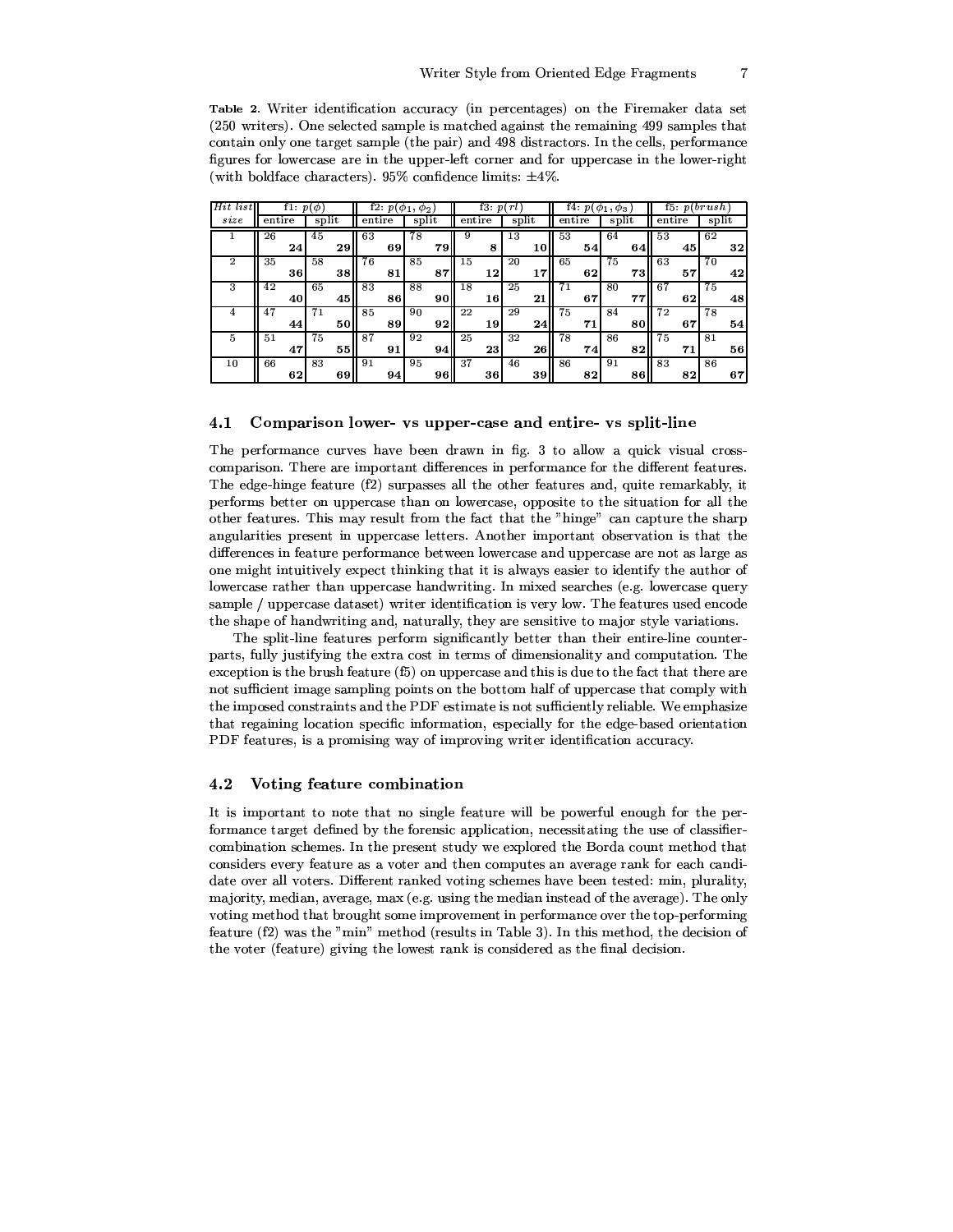**Table 2.** Writer identification accuracy (in percentages) on the Firemaker data set (250 writers). One selected sample is matched against the remaining 499 samples that contain only one target sample (the pair) and 498 distractors. In the cells, performance figures for lowercase are in the upper-left corner and for uppercase in the lower-right (with boldface characters). 95% confidence limits: ±4%.

| *Hit list* | f1: $p(\phi)$ | | f2: $p(\phi_1, \phi_2)$ | | f3: $p(rl)$ | | f4: $p(\phi_1, \phi_3)$ | | f5: $p(brush)$ | |
|---|---|---|---|---|---|---|---|---|---|---|
| *size* | entire | split | entire | split | entire | split | entire | split | entire | split |
| 1 | 26 / **24** | 45 / **29** | 63 / **69** | 78 / **79** | 9 / **8** | 13 / **10** | 53 / **54** | 64 / **64** | 53 / **45** | 62 / **32** |
| 2 | 35 / **36** | 58 / **38** | 76 / **81** | 85 / **87** | 15 / **12** | 20 / **17** | 65 / **62** | 75 / **73** | 63 / **57** | 70 / **42** |
| 3 | 42 / **40** | 65 / **45** | 83 / **86** | 88 / **90** | 18 / **16** | 25 / **21** | 71 / **67** | 80 / **77** | 67 / **62** | 75 / **48** |
| 4 | 47 / **44** | 71 / **50** | 85 / **89** | 90 / **92** | 22 / **19** | 29 / **24** | 75 / **71** | 84 / **80** | 72 / **67** | 78 / **54** |
| 5 | 51 / **47** | 75 / **55** | 87 / **91** | 92 / **94** | 25 / **23** | 32 / **26** | 78 / **74** | 86 / **82** | 75 / **71** | 81 / **56** |
| 10 | 66 / **62** | 83 / **69** | 91 / **94** | 95 / **96** | 37 / **36** | 46 / **39** | 86 / **82** | 91 / **86** | 83 / **82** | 86 / **67** |

### 4.1 Comparison lower- vs upper-case and entire- vs split-line

The performance curves have been drawn in fig. 3 to allow a quick visual cross-comparison. There are important differences in performance for the different features. The edge-hinge feature (f2) surpasses all the other features and, quite remarkably, it performs better on uppercase than on lowercase, opposite to the situation for all the other features. This may result from the fact that the "hinge" can capture the sharp angularities present in uppercase letters. Another important observation is that the differences in feature performance between lowercase and uppercase are not as large as one might intuitively expect thinking that it is always easier to identify the author of lowercase rather than uppercase handwriting. In mixed searches (e.g. lowercase query sample / uppercase dataset) writer identification is very low. The features used encode the shape of handwriting and, naturally, they are sensitive to major style variations.

The split-line features perform significantly better than their entire-line counterparts, fully justifying the extra cost in terms of dimensionality and computation. The exception is the brush feature (f5) on uppercase and this is due to the fact that there are not sufficient image sampling points on the bottom half of uppercase that comply with the imposed constraints and the PDF estimate is not sufficiently reliable. We emphasize that regaining location specific information, especially for the edge-based orientation PDF features, is a promising way of improving writer identification accuracy.

### 4.2 Voting feature combination

It is important to note that no single feature will be powerful enough for the performance target defined by the forensic application, necessitating the use of classifier-combination schemes. In the present study we explored the Borda count method that considers every feature as a voter and then computes an average rank for each candidate over all voters. Different ranked voting schemes have been tested: min, plurality, majority, median, average, max (e.g. using the median instead of the average). The only voting method that brought some improvement in performance over the top-performing feature (f2) was the "min" method (results in Table 3). In this method, the decision of the voter (feature) giving the lowest rank is considered as the final decision.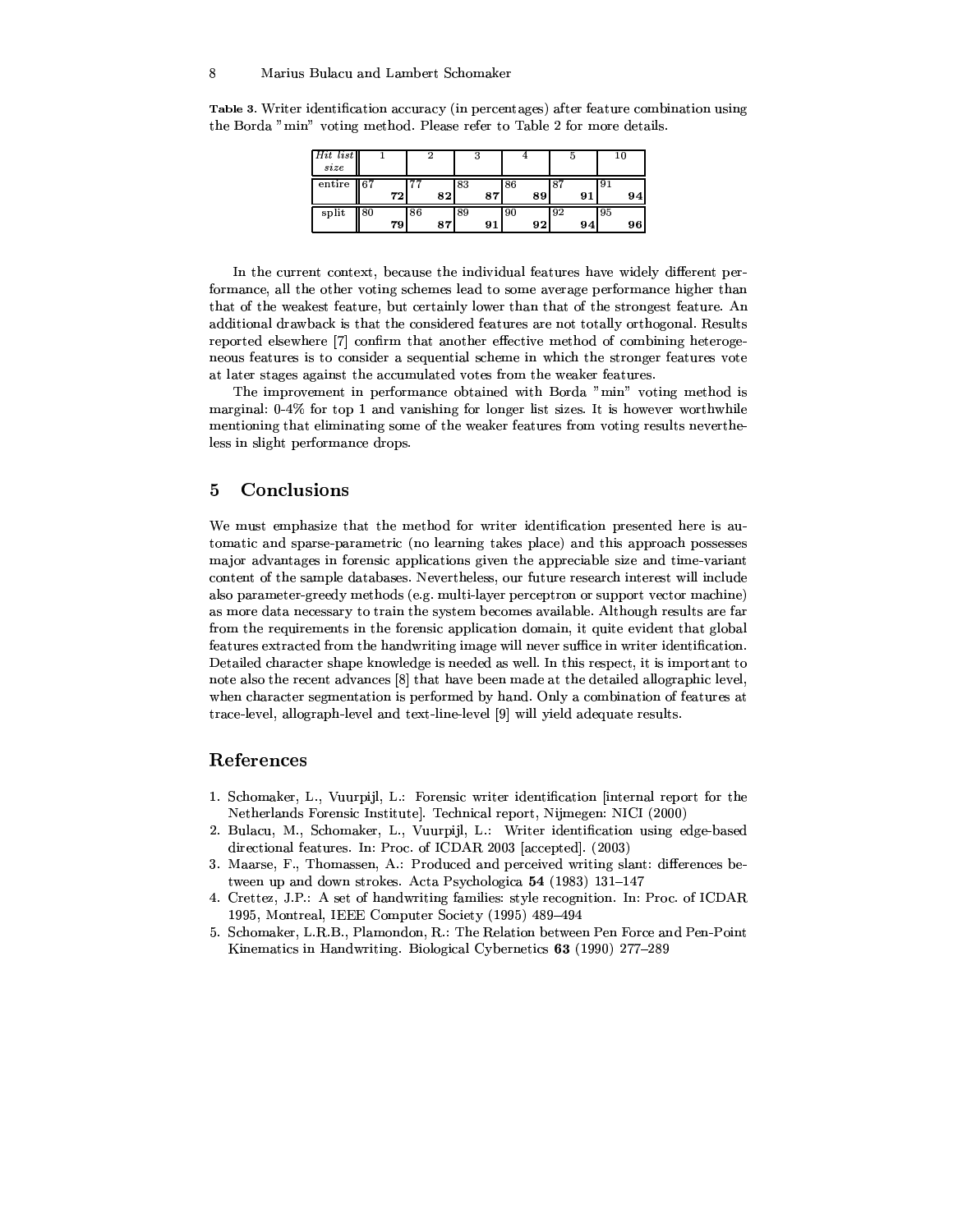**Table 3.** Writer identification accuracy (in percentages) after feature combination using the Borda "min" voting method. Please refer to Table 2 for more details.

| *Hit list size* | 1 | | 2 | | 3 | | 4 | | 5 | | 10 | |
|---|---|---|---|---|---|---|---|---|---|---|---|---|
| entire | 67 | **72** | 77 | **82** | 83 | **87** | 86 | **89** | 87 | **91** | 91 | **94** |
| split | 80 | **79** | 86 | **87** | 89 | **91** | 90 | **92** | 92 | **94** | 95 | **96** |

In the current context, because the individual features have widely different performance, all the other voting schemes lead to some average performance higher than that of the weakest feature, but certainly lower than that of the strongest feature. An additional drawback is that the considered features are not totally orthogonal. Results reported elsewhere [7] confirm that another effective method of combining heterogeneous features is to consider a sequential scheme in which the stronger features vote at later stages against the accumulated votes from the weaker features.

The improvement in performance obtained with Borda "min" voting method is marginal: 0-4% for top 1 and vanishing for longer list sizes. It is however worthwhile mentioning that eliminating some of the weaker features from voting results nevertheless in slight performance drops.

## 5 Conclusions

We must emphasize that the method for writer identification presented here is automatic and sparse-parametric (no learning takes place) and this approach possesses major advantages in forensic applications given the appreciable size and time-variant content of the sample databases. Nevertheless, our future research interest will include also parameter-greedy methods (e.g. multi-layer perceptron or support vector machine) as more data necessary to train the system becomes available. Although results are far from the requirements in the forensic application domain, it quite evident that global features extracted from the handwriting image will never suffice in writer identification. Detailed character shape knowledge is needed as well. In this respect, it is important to note also the recent advances [8] that have been made at the detailed allographic level, when character segmentation is performed by hand. Only a combination of features at trace-level, allograph-level and text-line-level [9] will yield adequate results.

## References

1. Schomaker, L., Vuurpijl, L.: Forensic writer identification [internal report for the Netherlands Forensic Institute]. Technical report, Nijmegen: NICI (2000)
2. Bulacu, M., Schomaker, L., Vuurpijl, L.: Writer identification using edge-based directional features. In: Proc. of ICDAR 2003 [accepted]. (2003)
3. Maarse, F., Thomassen, A.: Produced and perceived writing slant: differences between up and down strokes. Acta Psychologica **54** (1983) 131–147
4. Crettez, J.P.: A set of handwriting families: style recognition. In: Proc. of ICDAR 1995, Montreal, IEEE Computer Society (1995) 489–494
5. Schomaker, L.R.B., Plamondon, R.: The Relation between Pen Force and Pen-Point Kinematics in Handwriting. Biological Cybernetics **63** (1990) 277–289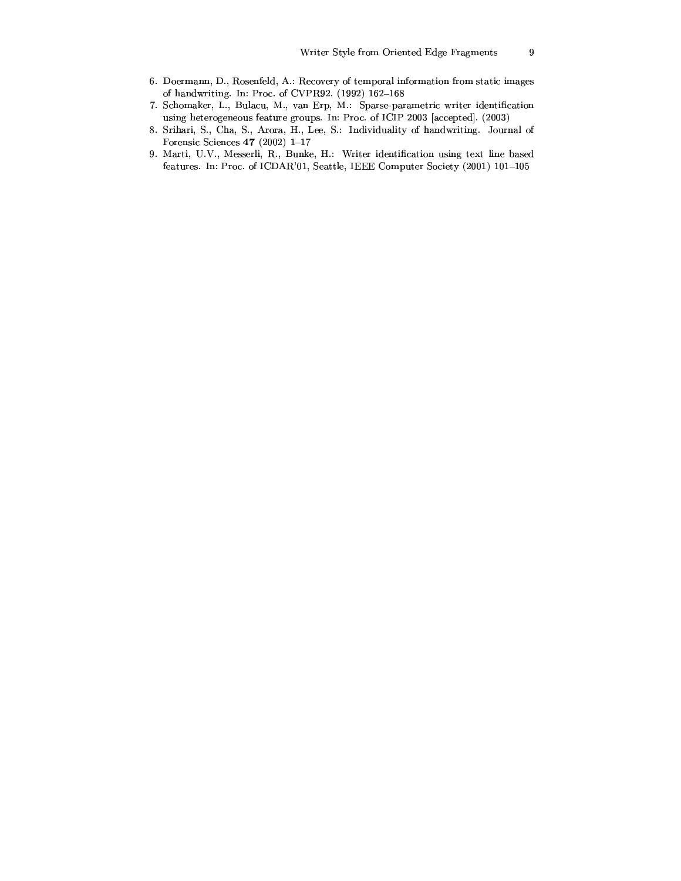6. Doermann, D., Rosenfeld, A.: Recovery of temporal information from static images of handwriting. In: Proc. of CVPR92. (1992) 162–168
7. Schomaker, L., Bulacu, M., van Erp, M.: Sparse-parametric writer identification using heterogeneous feature groups. In: Proc. of ICIP 2003 [accepted]. (2003)
8. Srihari, S., Cha, S., Arora, H., Lee, S.: Individuality of handwriting. Journal of Forensic Sciences **47** (2002) 1–17
9. Marti, U.V., Messerli, R., Bunke, H.: Writer identification using text line based features. In: Proc. of ICDAR'01, Seattle, IEEE Computer Society (2001) 101–105